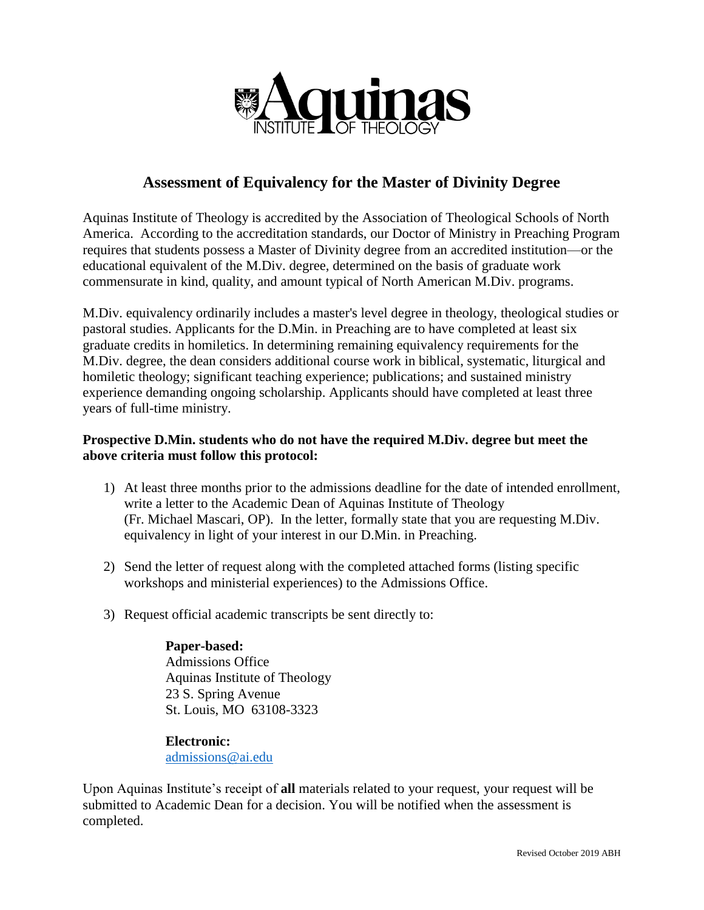Aquinas
INSTITUTE OF THEOLOGY

## Assessment of Equivalency for the Master of Divinity Degree

Aquinas Institute of Theology is accredited by the Association of Theological Schools of North America. According to the accreditation standards, our Doctor of Ministry in Preaching Program requires that students possess a Master of Divinity degree from an accredited institution—or the educational equivalent of the M.Div. degree, determined on the basis of graduate work commensurate in kind, quality, and amount typical of North American M.Div. programs.

M.Div. equivalency ordinarily includes a master's level degree in theology, theological studies or pastoral studies. Applicants for the D.Min. in Preaching are to have completed at least six graduate credits in homiletics. In determining remaining equivalency requirements for the M.Div. degree, the dean considers additional course work in biblical, systematic, liturgical and homiletic theology; significant teaching experience; publications; and sustained ministry experience demanding ongoing scholarship. Applicants should have completed at least three years of full-time ministry.

**Prospective D.Min. students who do not have the required M.Div. degree but meet the above criteria must follow this protocol:**

1) At least three months prior to the admissions deadline for the date of intended enrollment, write a letter to the Academic Dean of Aquinas Institute of Theology (Fr. Michael Mascari, OP). In the letter, formally state that you are requesting M.Div. equivalency in light of your interest in our D.Min. in Preaching.

2) Send the letter of request along with the completed attached forms (listing specific workshops and ministerial experiences) to the Admissions Office.

3) Request official academic transcripts be sent directly to:

   **Paper-based:**
   Admissions Office
   Aquinas Institute of Theology
   23 S. Spring Avenue
   St. Louis, MO 63108-3323

   **Electronic:**
   admissions@ai.edu

Upon Aquinas Institute's receipt of **all** materials related to your request, your request will be submitted to Academic Dean for a decision. You will be notified when the assessment is completed.

Revised October 2019 ABH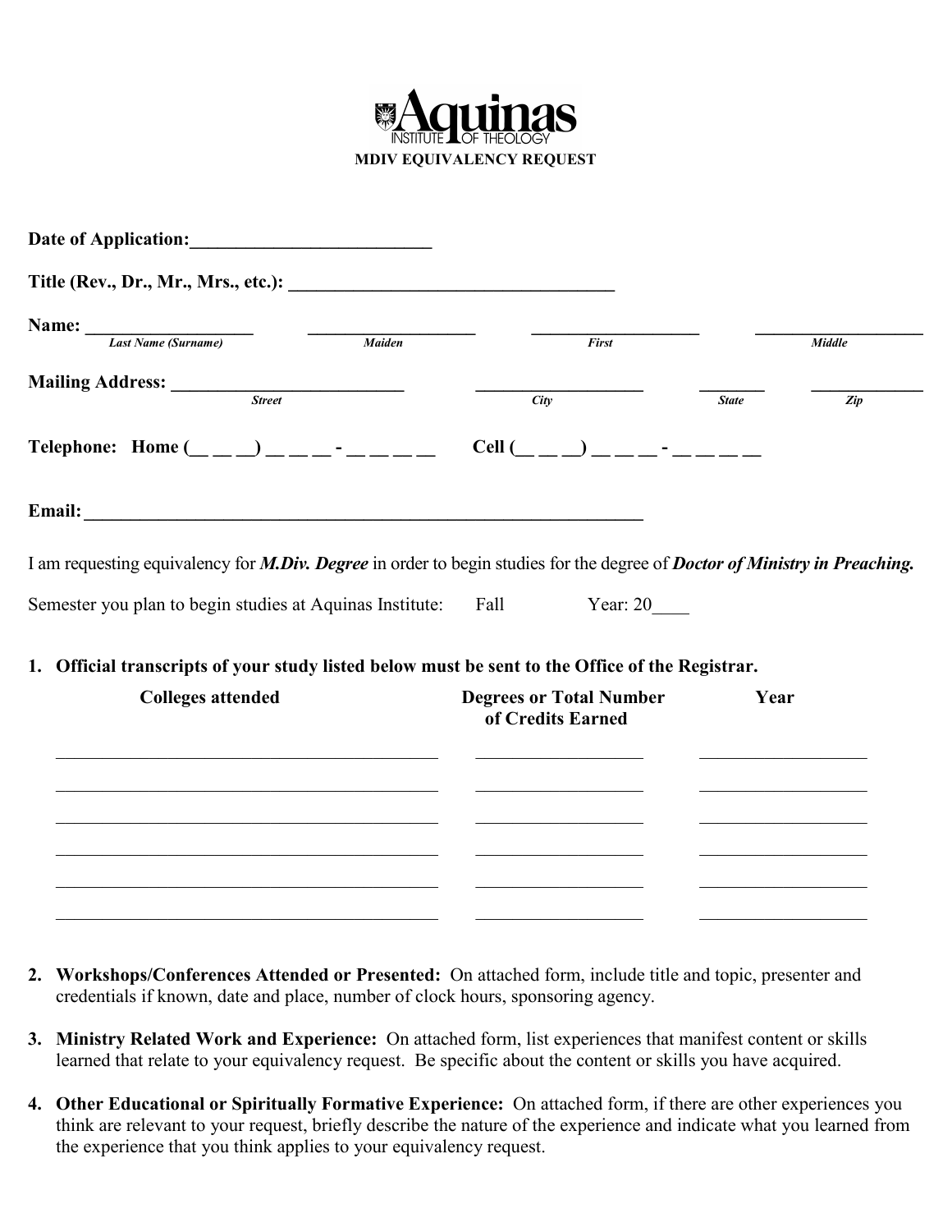**Aquinas**
INSTITUTE OF THEOLOGY

**MDIV EQUIVALENCY REQUEST**

**Date of Application:**__________________________

**Title (Rev., Dr., Mr., Mrs., etc.):** ___________________________________

**Name:** __________________ __________________ __________________ __________________

*Last Name (Surname)* *Maiden* *First* *Middle*

**Mailing Address:** _________________________ __________________ ________ ____________

*Street* *City* *State* *Zip*

**Telephone: Home (__ __ __) __ __ __ - __ __ __ __ Cell (__ __ __) __ __ __ - __ __ __ __**

**Email:**____________________________________________________________

I am requesting equivalency for ***M.Div. Degree*** in order to begin studies for the degree of ***Doctor of Ministry in Preaching.***

Semester you plan to begin studies at Aquinas Institute: Fall Year: 20____

1. **Official transcripts of your study listed below must be sent to the Office of the Registrar.**

| Colleges attended | Degrees or Total Number of Credits Earned | Year |
|---|---|---|
| | | |
| | | |
| | | |
| | | |
| | | |
| | | |

2. **Workshops/Conferences Attended or Presented:** On attached form, include title and topic, presenter and credentials if known, date and place, number of clock hours, sponsoring agency.

3. **Ministry Related Work and Experience:** On attached form, list experiences that manifest content or skills learned that relate to your equivalency request. Be specific about the content or skills you have acquired.

4. **Other Educational or Spiritually Formative Experience:** On attached form, if there are other experiences you think are relevant to your request, briefly describe the nature of the experience and indicate what you learned from the experience that you think applies to your equivalency request.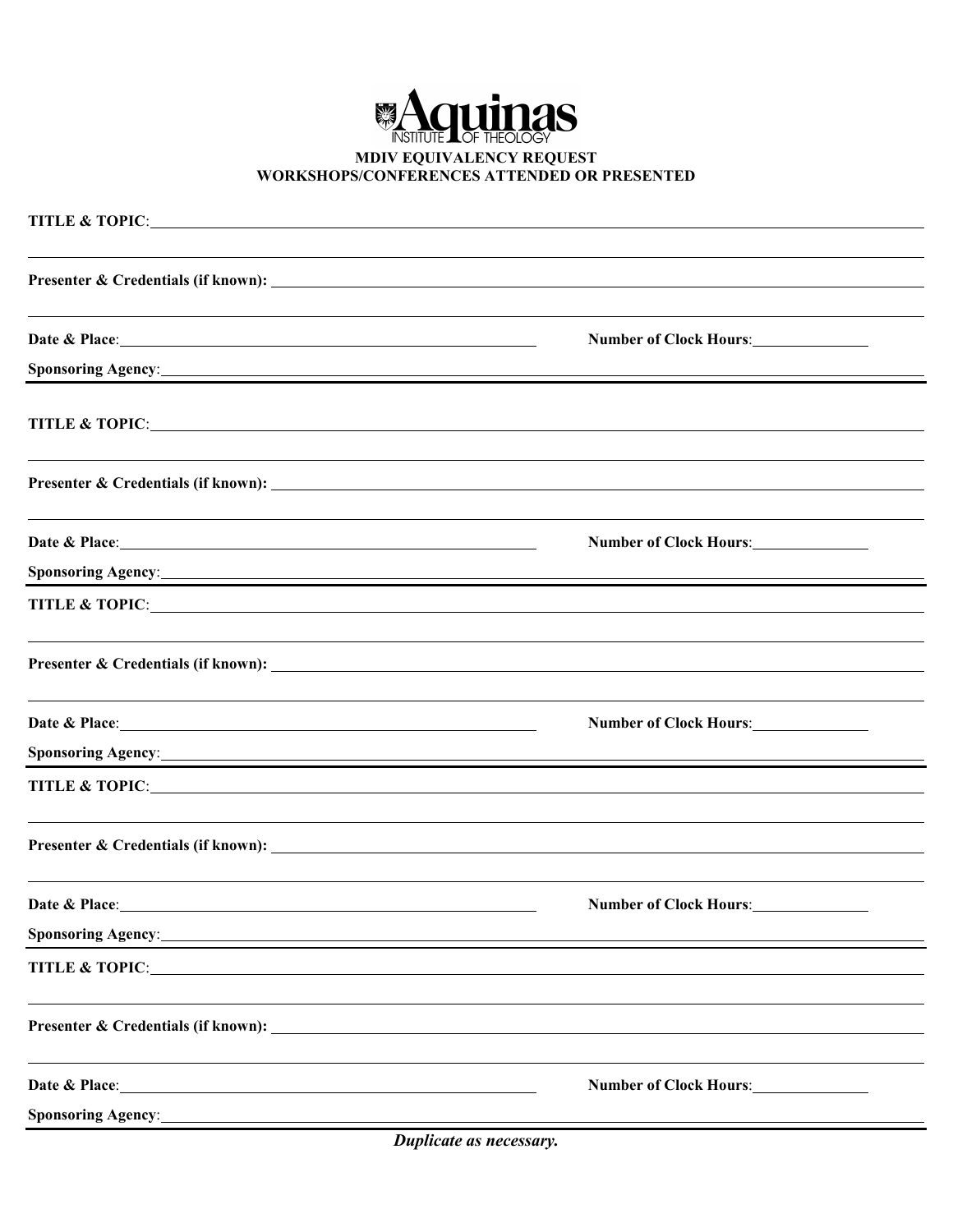**Aquinas INSTITUTE OF THEOLOGY**

**MDIV EQUIVALENCY REQUEST**
**WORKSHOPS/CONFERENCES ATTENDED OR PRESENTED**

**TITLE & TOPIC**: ______________________________________________

______________________________________________

**Presenter & Credentials (if known):** ______________________________________________

______________________________________________

**Date & Place**: ______________________ **Number of Clock Hours**: ____________

**Sponsoring Agency**: ______________________________________________

---

**TITLE & TOPIC**: ______________________________________________

______________________________________________

**Presenter & Credentials (if known):** ______________________________________________

______________________________________________

**Date & Place**: ______________________ **Number of Clock Hours**: ____________

**Sponsoring Agency**: ______________________________________________

---

**TITLE & TOPIC**: ______________________________________________

______________________________________________

**Presenter & Credentials (if known):** ______________________________________________

______________________________________________

**Date & Place**: ______________________ **Number of Clock Hours**: ____________

**Sponsoring Agency**: ______________________________________________

---

**TITLE & TOPIC**: ______________________________________________

______________________________________________

**Presenter & Credentials (if known):** ______________________________________________

______________________________________________

**Date & Place**: ______________________ **Number of Clock Hours**: ____________

**Sponsoring Agency**: ______________________________________________

---

**TITLE & TOPIC**: ______________________________________________

______________________________________________

**Presenter & Credentials (if known):** ______________________________________________

______________________________________________

**Date & Place**: ______________________ **Number of Clock Hours**: ____________

**Sponsoring Agency**: ______________________________________________

---

***Duplicate as necessary.***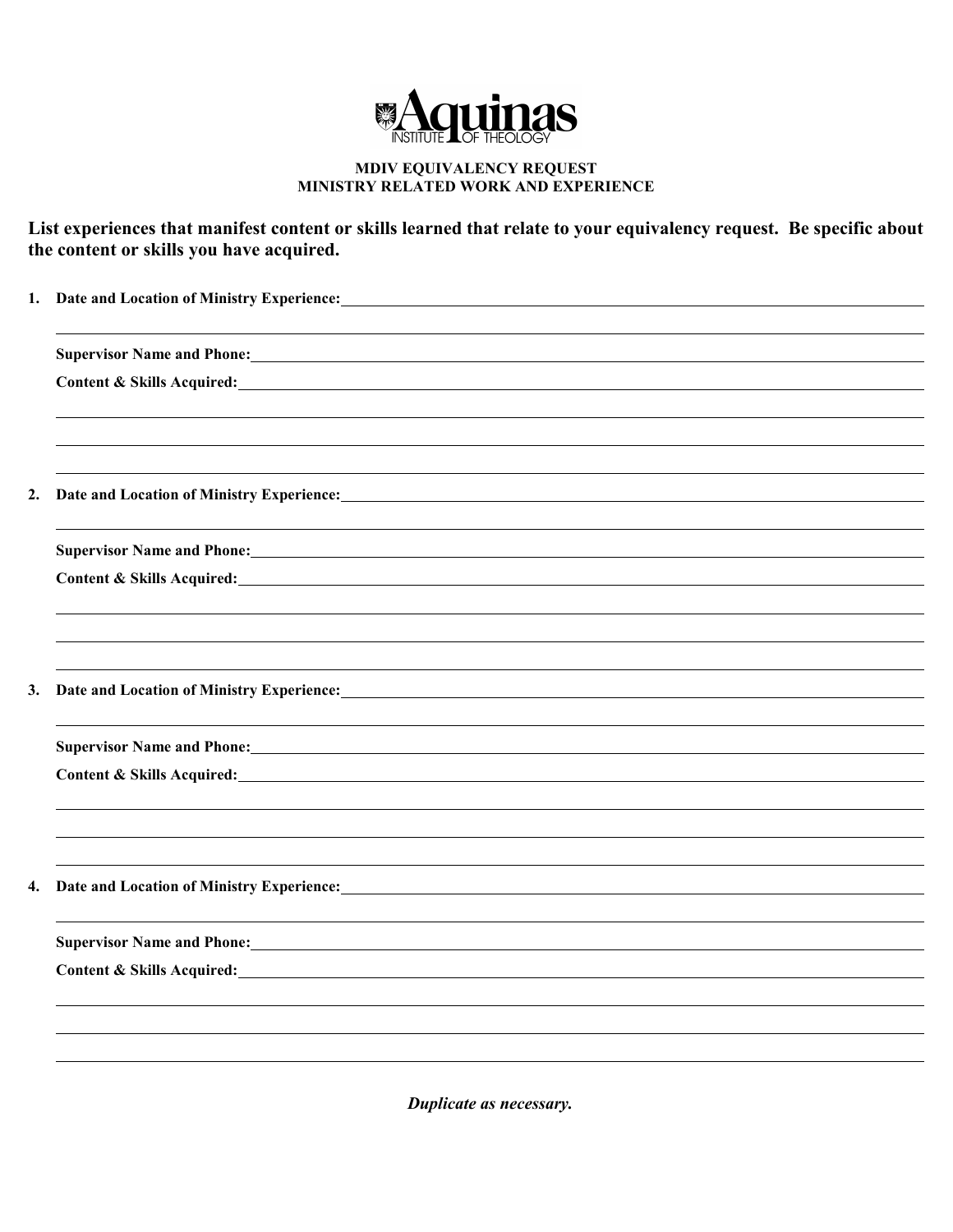Aquinas Institute of Theology

**MDIV EQUIVALENCY REQUEST**
**MINISTRY RELATED WORK AND EXPERIENCE**

**List experiences that manifest content or skills learned that relate to your equivalency request. Be specific about the content or skills you have acquired.**

1. **Date and Location of Ministry Experience:** ______________________________

   ______________________________

   **Supervisor Name and Phone:** ______________________________

   **Content & Skills Acquired:** ______________________________

   ______________________________

   ______________________________

   ______________________________

2. **Date and Location of Ministry Experience:** ______________________________

   ______________________________

   **Supervisor Name and Phone:** ______________________________

   **Content & Skills Acquired:** ______________________________

   ______________________________

   ______________________________

   ______________________________

3. **Date and Location of Ministry Experience:** ______________________________

   ______________________________

   **Supervisor Name and Phone:** ______________________________

   **Content & Skills Acquired:** ______________________________

   ______________________________

   ______________________________

   ______________________________

4. **Date and Location of Ministry Experience:** ______________________________

   ______________________________

   **Supervisor Name and Phone:** ______________________________

   **Content & Skills Acquired:** ______________________________

   ______________________________

   ______________________________

   ______________________________

***Duplicate as necessary.***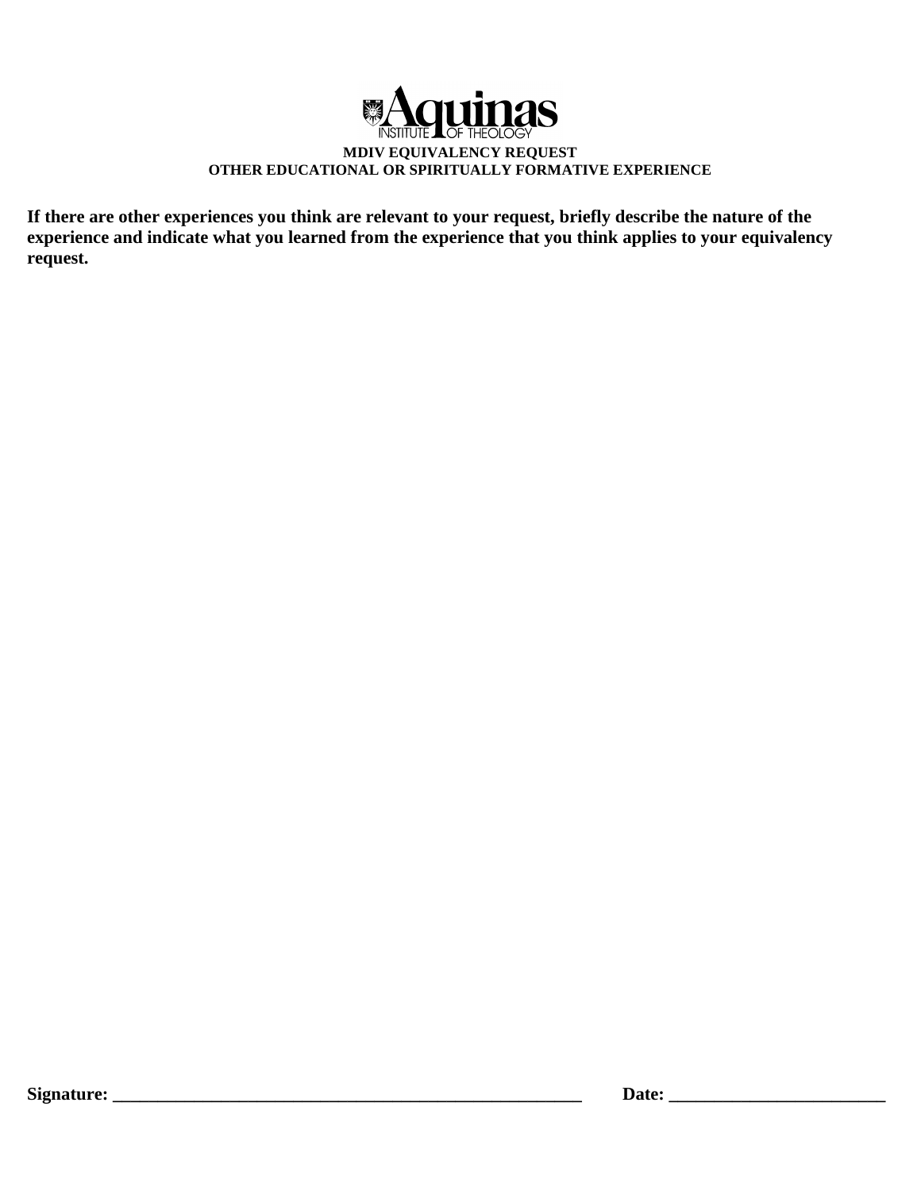Aquinas INSTITUTE OF THEOLOGY

**MDIV EQUIVALENCY REQUEST**
**OTHER EDUCATIONAL OR SPIRITUALLY FORMATIVE EXPERIENCE**

**If there are other experiences you think are relevant to your request, briefly describe the nature of the experience and indicate what you learned from the experience that you think applies to your equivalency request.**

**Signature: _______________________________________________________ Date: _________________________**